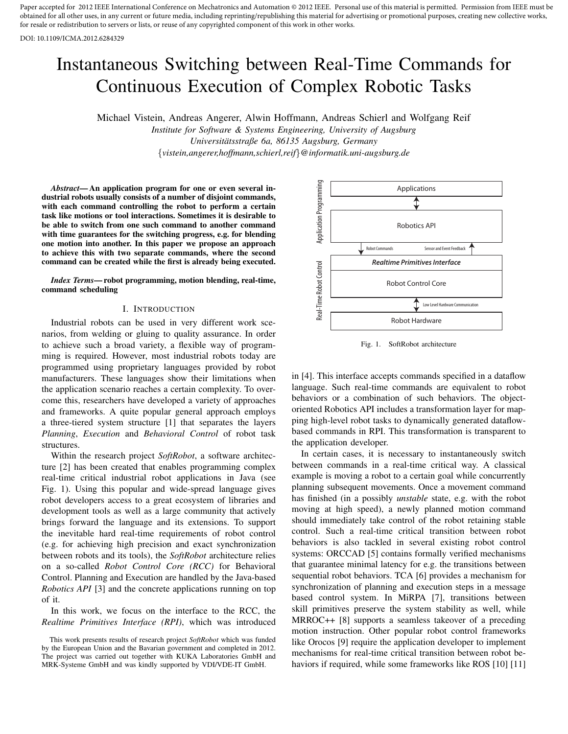Paper accepted for 2012 IEEE International Conference on Mechatronics and Automation © 2012 IEEE. Personal use of this material is permitted. Permission from IEEE must be obtained for all other uses, in any current or future media, including reprinting/republishing this material for advertising or promotional purposes, creating new collective works, for resale or redistribution to servers or lists, or reuse of any copyrighted component of this work in other works.

DOI: 10.1109/ICMA.2012.6284329

# Instantaneous Switching between Real-Time Commands for Continuous Execution of Complex Robotic Tasks

Michael Vistein, Andreas Angerer, Alwin Hoffmann, Andreas Schierl and Wolfgang Reif

*Institute for Software & Systems Engineering, University of Augsburg*
*Universitätsstraße 6a, 86135 Augsburg, Germany*
*{vistein,angerer,hoffmann,schierl,reif}@informatik.uni-augsburg.de*

***Abstract*— An application program for one or even several industrial robots usually consists of a number of disjoint commands, with each command controlling the robot to perform a certain task like motions or tool interactions. Sometimes it is desirable to be able to switch from one such command to another command with time guarantees for the switching progress, e.g. for blending one motion into another. In this paper we propose an approach to achieve this with two separate commands, where the second command can be created while the first is already being executed.**

***Index Terms*— robot programming, motion blending, real-time, command scheduling**

## I. Introduction

Industrial robots can be used in very different work scenarios, from welding or gluing to quality assurance. In order to achieve such a broad variety, a flexible way of programming is required. However, most industrial robots today are programmed using proprietary languages provided by robot manufacturers. These languages show their limitations when the application scenario reaches a certain complexity. To overcome this, researchers have developed a variety of approaches and frameworks. A quite popular general approach employs a three-tiered system structure [1] that separates the layers *Planning*, *Execution* and *Behavioral Control* of robot task structures.

Within the research project *SoftRobot*, a software architecture [2] has been created that enables programming complex real-time critical industrial robot applications in Java (see Fig. 1). Using this popular and wide-spread language gives robot developers access to a great ecosystem of libraries and development tools as well as a large community that actively brings forward the language and its extensions. To support the inevitable hard real-time requirements of robot control (e.g. for achieving high precision and exact synchronization between robots and its tools), the *SoftRobot* architecture relies on a so-called *Robot Control Core (RCC)* for Behavioral Control. Planning and Execution are handled by the Java-based *Robotics API* [3] and the concrete applications running on top of it.

In this work, we focus on the interface to the RCC, the *Realtime Primitives Interface (RPI)*, which was introduced in [4]. This interface accepts commands specified in a dataflow language. Such real-time commands are equivalent to robot behaviors or a combination of such behaviors. The object-oriented Robotics API includes a transformation layer for mapping high-level robot tasks to dynamically generated dataflow-based commands in RPI. This transformation is transparent to the application developer.

Fig. 1. SoftRobot architecture

In certain cases, it is necessary to instantaneously switch between commands in a real-time critical way. A classical example is moving a robot to a certain goal while concurrently planning subsequent movements. Once a movement command has finished (in a possibly *unstable* state, e.g. with the robot moving at high speed), a newly planned motion command should immediately take control of the robot retaining stable control. Such a real-time critical transition between robot behaviors is also tackled in several existing robot control systems: ORCCAD [5] contains formally verified mechanisms that guarantee minimal latency for e.g. the transitions between sequential robot behaviors. TCA [6] provides a mechanism for synchronization of planning and execution steps in a message based control system. In MiRPA [7], transitions between skill primitives preserve the system stability as well, while MRROC++ [8] supports a seamless takeover of a preceding motion instruction. Other popular robot control frameworks like Orocos [9] require the application developer to implement mechanisms for real-time critical transition between robot behaviors if required, while some frameworks like ROS [10] [11]

This work presents results of research project *SoftRobot* which was funded by the European Union and the Bavarian government and completed in 2012. The project was carried out together with KUKA Laboratories GmbH and MRK-Systeme GmbH and was kindly supported by VDI/VDE-IT GmbH.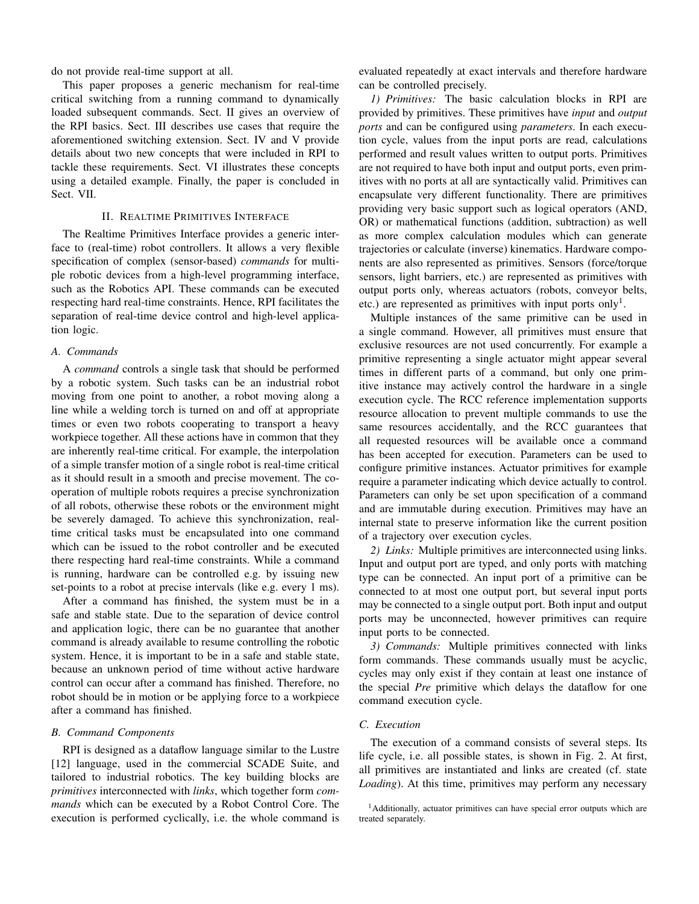do not provide real-time support at all.

This paper proposes a generic mechanism for real-time critical switching from a running command to dynamically loaded subsequent commands. Sect. II gives an overview of the RPI basics. Sect. III describes use cases that require the aforementioned switching extension. Sect. IV and V provide details about two new concepts that were included in RPI to tackle these requirements. Sect. VI illustrates these concepts using a detailed example. Finally, the paper is concluded in Sect. VII.

## II. Realtime Primitives Interface

The Realtime Primitives Interface provides a generic interface to (real-time) robot controllers. It allows a very flexible specification of complex (sensor-based) *commands* for multiple robotic devices from a high-level programming interface, such as the Robotics API. These commands can be executed respecting hard real-time constraints. Hence, RPI facilitates the separation of real-time device control and high-level application logic.

### A. Commands

A *command* controls a single task that should be performed by a robotic system. Such tasks can be an industrial robot moving from one point to another, a robot moving along a line while a welding torch is turned on and off at appropriate times or even two robots cooperating to transport a heavy workpiece together. All these actions have in common that they are inherently real-time critical. For example, the interpolation of a simple transfer motion of a single robot is real-time critical as it should result in a smooth and precise movement. The cooperation of multiple robots requires a precise synchronization of all robots, otherwise these robots or the environment might be severely damaged. To achieve this synchronization, real-time critical tasks must be encapsulated into one command which can be issued to the robot controller and be executed there respecting hard real-time constraints. While a command is running, hardware can be controlled e.g. by issuing new set-points to a robot at precise intervals (like e.g. every 1 ms).

After a command has finished, the system must be in a safe and stable state. Due to the separation of device control and application logic, there can be no guarantee that another command is already available to resume controlling the robotic system. Hence, it is important to be in a safe and stable state, because an unknown period of time without active hardware control can occur after a command has finished. Therefore, no robot should be in motion or be applying force to a workpiece after a command has finished.

### B. Command Components

RPI is designed as a dataflow language similar to the Lustre [12] language, used in the commercial SCADE Suite, and tailored to industrial robotics. The key building blocks are *primitives* interconnected with *links*, which together form *commands* which can be executed by a Robot Control Core. The execution is performed cyclically, i.e. the whole command is evaluated repeatedly at exact intervals and therefore hardware can be controlled precisely.

*1) Primitives:* The basic calculation blocks in RPI are provided by primitives. These primitives have *input* and *output ports* and can be configured using *parameters*. In each execution cycle, values from the input ports are read, calculations performed and result values written to output ports. Primitives are not required to have both input and output ports, even primitives with no ports at all are syntactically valid. Primitives can encapsulate very different functionality. There are primitives providing very basic support such as logical operators (AND, OR) or mathematical functions (addition, subtraction) as well as more complex calculation modules which can generate trajectories or calculate (inverse) kinematics. Hardware components are also represented as primitives. Sensors (force/torque sensors, light barriers, etc.) are represented as primitives with output ports only, whereas actuators (robots, conveyor belts, etc.) are represented as primitives with input ports only[1].

Multiple instances of the same primitive can be used in a single command. However, all primitives must ensure that exclusive resources are not used concurrently. For example a primitive representing a single actuator might appear several times in different parts of a command, but only one primitive instance may actively control the hardware in a single execution cycle. The RCC reference implementation supports resource allocation to prevent multiple commands to use the same resources accidentally, and the RCC guarantees that all requested resources will be available once a command has been accepted for execution. Parameters can be used to configure primitive instances. Actuator primitives for example require a parameter indicating which device actually to control. Parameters can only be set upon specification of a command and are immutable during execution. Primitives may have an internal state to preserve information like the current position of a trajectory over execution cycles.

*2) Links:* Multiple primitives are interconnected using links. Input and output port are typed, and only ports with matching type can be connected. An input port of a primitive can be connected to at most one output port, but several input ports may be connected to a single output port. Both input and output ports may be unconnected, however primitives can require input ports to be connected.

*3) Commands:* Multiple primitives connected with links form commands. These commands usually must be acyclic, cycles may only exist if they contain at least one instance of the special *Pre* primitive which delays the dataflow for one command execution cycle.

### C. Execution

The execution of a command consists of several steps. Its life cycle, i.e. all possible states, is shown in Fig. 2. At first, all primitives are instantiated and links are created (cf. state *Loading*). At this time, primitives may perform any necessary

[1] Additionally, actuator primitives can have special error outputs which are treated separately.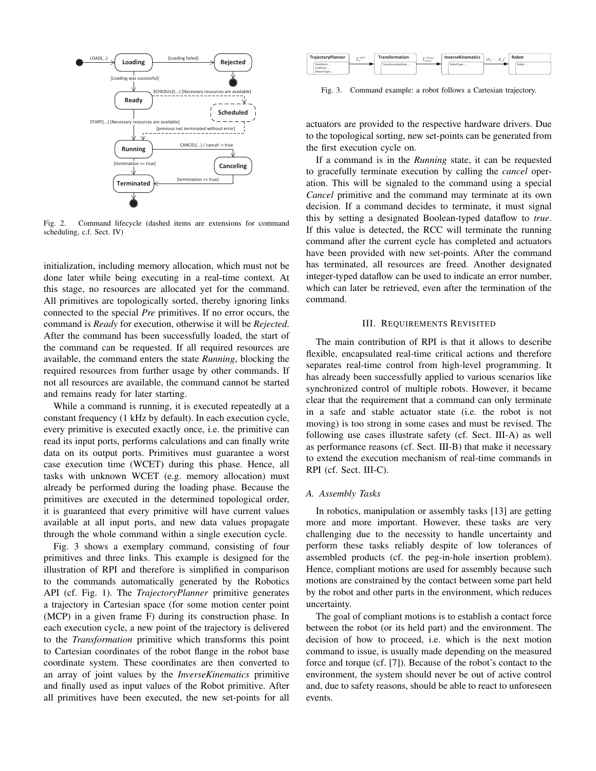Fig. 2. Command lifecycle (dashed items are extensions for command scheduling, c.f. Sect. IV)

initialization, including memory allocation, which must not be done later while being executing in a real-time context. At this stage, no resources are allocated yet for the command. All primitives are topologically sorted, thereby ignoring links connected to the special *Pre* primitives. If no error occurs, the command is *Ready* for execution, otherwise it will be *Rejected*. After the command has been successfully loaded, the start of the command can be requested. If all required resources are available, the command enters the state *Running*, blocking the required resources from further usage by other commands. If not all resources are available, the command cannot be started and remains ready for later starting.

While a command is running, it is executed repeatedly at a constant frequency (1 kHz by default). In each execution cycle, every primitive is executed exactly once, i.e. the primitive can read its input ports, performs calculations and can finally write data on its output ports. Primitives must guarantee a worst case execution time (WCET) during this phase. Hence, all tasks with unknown WCET (e.g. memory allocation) must already be performed during the loading phase. Because the primitives are executed in the determined topological order, it is guaranteed that every primitive will have current values available at all input ports, and new data values propagate through the whole command within a single execution cycle.

Fig. 3 shows a exemplary command, consisting of four primitives and three links. This example is designed for the illustration of RPI and therefore is simplified in comparison to the commands automatically generated by the Robotics API (cf. Fig. 1). The *TrajectoryPlanner* primitive generates a trajectory in Cartesian space (for some motion center point (MCP) in a given frame F) during its construction phase. In each execution cycle, a new point of the trajectory is delivered to the *Transformation* primitive which transforms this point to Cartesian coordinates of the robot flange in the robot base coordinate system. These coordinates are then converted to an array of joint values by the *InverseKinematics* primitive and finally used as input values of the Robot primitive. After all primitives have been executed, the new set-points for all

Fig. 3. Command example: a robot follows a Cartesian trajectory.

actuators are provided to the respective hardware drivers. Due to the topological sorting, new set-points can be generated from the first execution cycle on.

If a command is in the *Running* state, it can be requested to gracefully terminate execution by calling the *cancel* operation. This will be signaled to the command using a special *Cancel* primitive and the command may terminate at its own decision. If a command decides to terminate, it must signal this by setting a designated Boolean-typed dataflow to *true*. If this value is detected, the RCC will terminate the running command after the current cycle has completed and actuators have been provided with new set-points. After the command has terminated, all resources are freed. Another designated integer-typed dataflow can be used to indicate an error number, which can later be retrieved, even after the termination of the command.

## III. Requirements Revisited

The main contribution of RPI is that it allows to describe flexible, encapsulated real-time critical actions and therefore separates real-time control from high-level programming. It has already been successfully applied to various scenarios like synchronized control of multiple robots. However, it became clear that the requirement that a command can only terminate in a safe and stable actuator state (i.e. the robot is not moving) is too strong in some cases and must be revised. The following use cases illustrate safety (cf. Sect. III-A) as well as performance reasons (cf. Sect. III-B) that make it necessary to extend the execution mechanism of real-time commands in RPI (cf. Sect. III-C).

### A. Assembly Tasks

In robotics, manipulation or assembly tasks [13] are getting more and more important. However, these tasks are very challenging due to the necessity to handle uncertainty and perform these tasks reliably despite of low tolerances of assembled products (cf. the peg-in-hole insertion problem). Hence, compliant motions are used for assembly because such motions are constrained by the contact between some part held by the robot and other parts in the environment, which reduces uncertainty.

The goal of compliant motions is to establish a contact force between the robot (or its held part) and the environment. The decision of how to proceed, i.e. which is the next motion command to issue, is usually made depending on the measured force and torque (cf. [7]). Because of the robot's contact to the environment, the system should never be out of active control and, due to safety reasons, should be able to react to unforeseen events.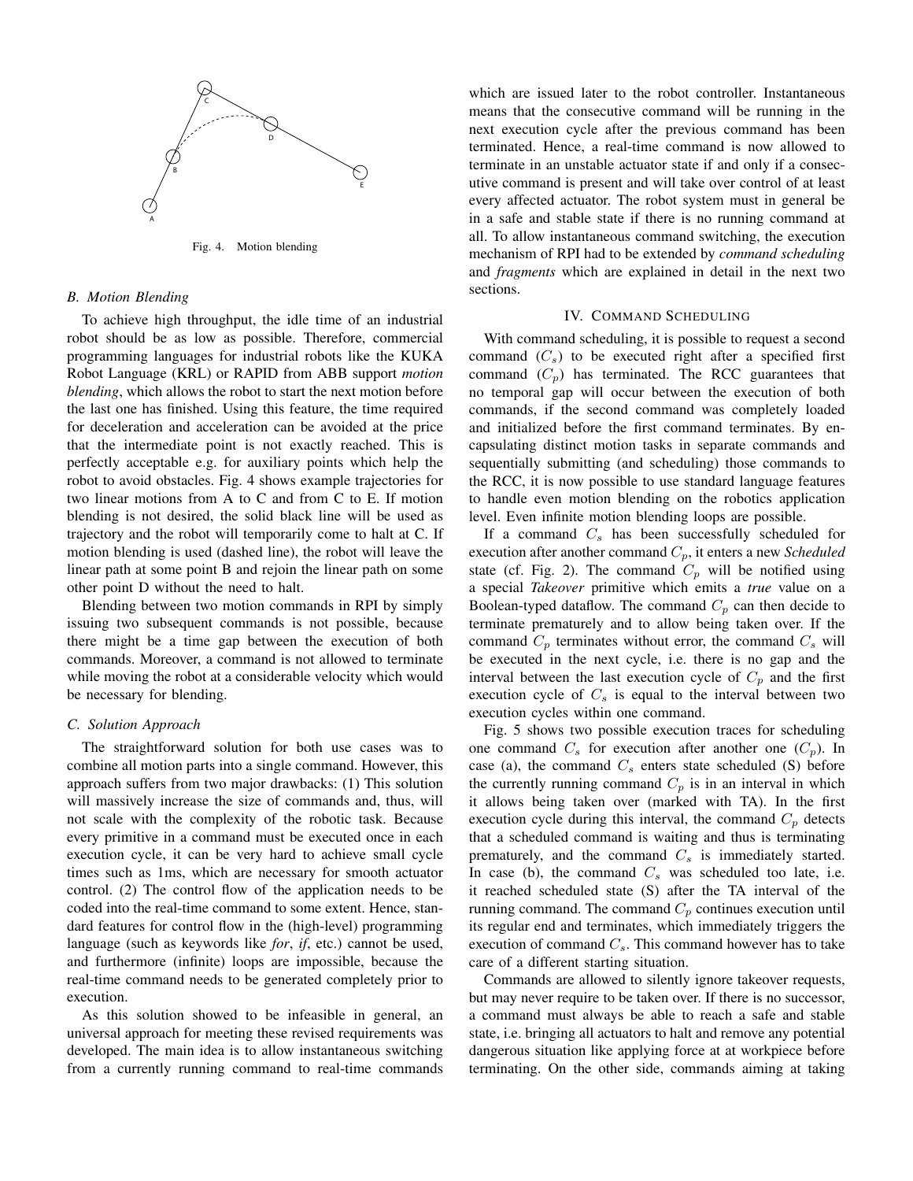A

B

C

D

E

Fig. 4. Motion blending

### B. Motion Blending

To achieve high throughput, the idle time of an industrial robot should be as low as possible. Therefore, commercial programming languages for industrial robots like the KUKA Robot Language (KRL) or RAPID from ABB support *motion blending*, which allows the robot to start the next motion before the last one has finished. Using this feature, the time required for deceleration and acceleration can be avoided at the price that the intermediate point is not exactly reached. This is perfectly acceptable e.g. for auxiliary points which help the robot to avoid obstacles. Fig. 4 shows example trajectories for two linear motions from A to C and from C to E. If motion blending is not desired, the solid black line will be used as trajectory and the robot will temporarily come to halt at C. If motion blending is used (dashed line), the robot will leave the linear path at some point B and rejoin the linear path on some other point D without the need to halt.

Blending between two motion commands in RPI by simply issuing two subsequent commands is not possible, because there might be a time gap between the execution of both commands. Moreover, a command is not allowed to terminate while moving the robot at a considerable velocity which would be necessary for blending.

### C. Solution Approach

The straightforward solution for both use cases was to combine all motion parts into a single command. However, this approach suffers from two major drawbacks: (1) This solution will massively increase the size of commands and, thus, will not scale with the complexity of the robotic task. Because every primitive in a command must be executed once in each execution cycle, it can be very hard to achieve small cycle times such as 1ms, which are necessary for smooth actuator control. (2) The control flow of the application needs to be coded into the real-time command to some extent. Hence, standard features for control flow in the (high-level) programming language (such as keywords like *for*, *if*, etc.) cannot be used, and furthermore (infinite) loops are impossible, because the real-time command needs to be generated completely prior to execution.

As this solution showed to be infeasible in general, an universal approach for meeting these revised requirements was developed. The main idea is to allow instantaneous switching from a currently running command to real-time commands which are issued later to the robot controller. Instantaneous means that the consecutive command will be running in the next execution cycle after the previous command has been terminated. Hence, a real-time command is now allowed to terminate in an unstable actuator state if and only if a consecutive command is present and will take over control of at least every affected actuator. The robot system must in general be in a safe and stable state if there is no running command at all. To allow instantaneous command switching, the execution mechanism of RPI had to be extended by *command scheduling* and *fragments* which are explained in detail in the next two sections.

## IV. Command Scheduling

With command scheduling, it is possible to request a second command ($C_s$) to be executed right after a specified first command ($C_p$) has terminated. The RCC guarantees that no temporal gap will occur between the execution of both commands, if the second command was completely loaded and initialized before the first command terminates. By encapsulating distinct motion tasks in separate commands and sequentially submitting (and scheduling) those commands to the RCC, it is now possible to use standard language features to handle even motion blending on the robotics application level. Even infinite motion blending loops are possible.

If a command $C_s$ has been successfully scheduled for execution after another command $C_p$, it enters a new *Scheduled* state (cf. Fig. 2). The command $C_p$ will be notified using a special *Takeover* primitive which emits a *true* value on a Boolean-typed dataflow. The command $C_p$ can then decide to terminate prematurely and to allow being taken over. If the command $C_p$ terminates without error, the command $C_s$ will be executed in the next cycle, i.e. there is no gap and the interval between the last execution cycle of $C_p$ and the first execution cycle of $C_s$ is equal to the interval between two execution cycles within one command.

Fig. 5 shows two possible execution traces for scheduling one command $C_s$ for execution after another one ($C_p$). In case (a), the command $C_s$ enters state scheduled (S) before the currently running command $C_p$ is in an interval in which it allows being taken over (marked with TA). In the first execution cycle during this interval, the command $C_p$ detects that a scheduled command is waiting and thus is terminating prematurely, and the command $C_s$ is immediately started. In case (b), the command $C_s$ was scheduled too late, i.e. it reached scheduled state (S) after the TA interval of the running command. The command $C_p$ continues execution until its regular end and terminates, which immediately triggers the execution of command $C_s$. This command however has to take care of a different starting situation.

Commands are allowed to silently ignore takeover requests, but may never require to be taken over. If there is no successor, a command must always be able to reach a safe and stable state, i.e. bringing all actuators to halt and remove any potential dangerous situation like applying force at at workpiece before terminating. On the other side, commands aiming at taking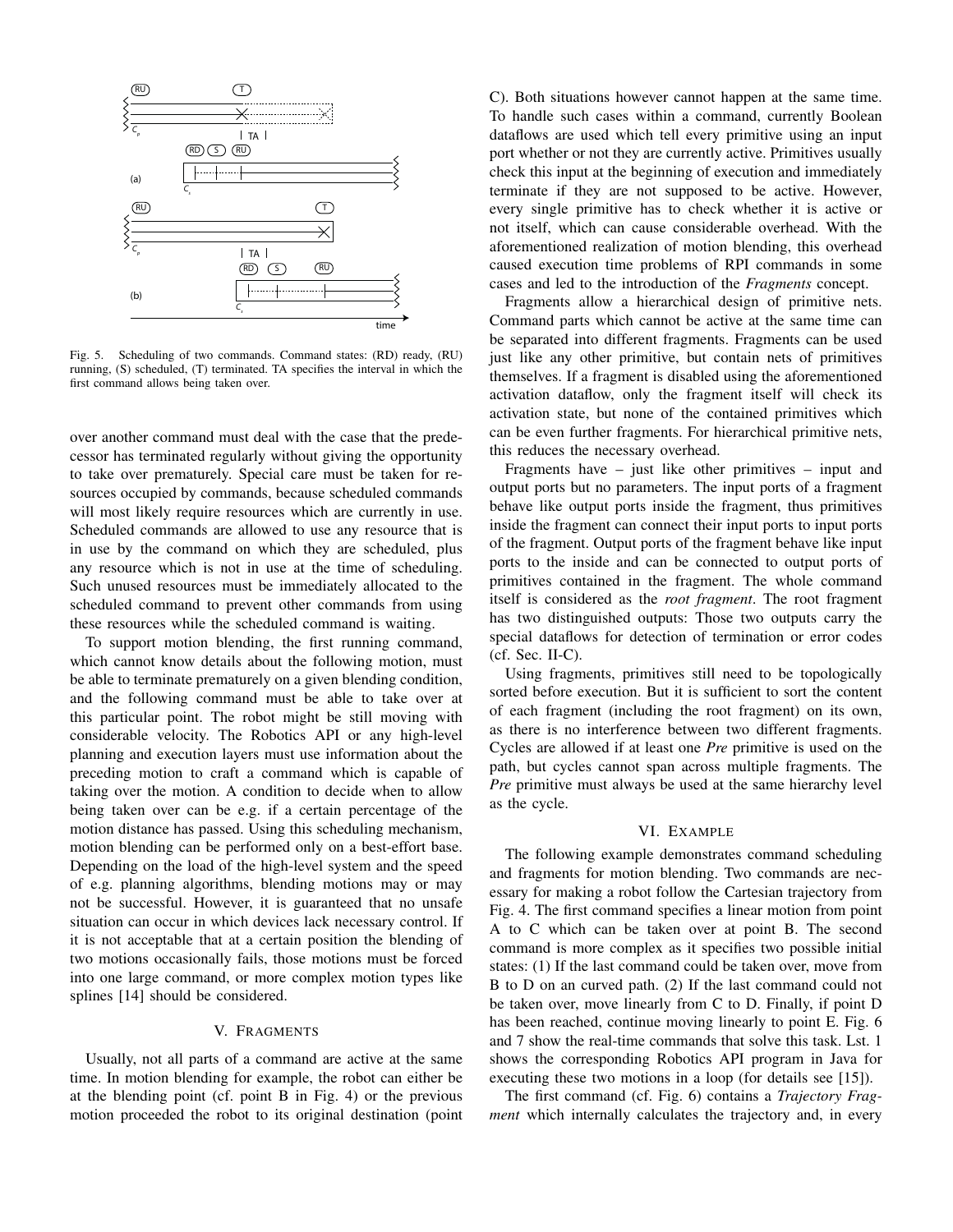RU T

$C_p$

| TA |

RD S RU

(a)

$C_s$

RU T

$C_p$

| TA |

RD S RU

(b)

$C_s$

time

Fig. 5. Scheduling of two commands. Command states: (RD) ready, (RU) running, (S) scheduled, (T) terminated. TA specifies the interval in which the first command allows being taken over.

over another command must deal with the case that the predecessor has terminated regularly without giving the opportunity to take over prematurely. Special care must be taken for resources occupied by commands, because scheduled commands will most likely require resources which are currently in use. Scheduled commands are allowed to use any resource that is in use by the command on which they are scheduled, plus any resource which is not in use at the time of scheduling. Such unused resources must be immediately allocated to the scheduled command to prevent other commands from using these resources while the scheduled command is waiting.

To support motion blending, the first running command, which cannot know details about the following motion, must be able to terminate prematurely on a given blending condition, and the following command must be able to take over at this particular point. The robot might be still moving with considerable velocity. The Robotics API or any high-level planning and execution layers must use information about the preceding motion to craft a command which is capable of taking over the motion. A condition to decide when to allow being taken over can be e.g. if a certain percentage of the motion distance has passed. Using this scheduling mechanism, motion blending can be performed only on a best-effort base. Depending on the load of the high-level system and the speed of e.g. planning algorithms, blending motions may or may not be successful. However, it is guaranteed that no unsafe situation can occur in which devices lack necessary control. If it is not acceptable that at a certain position the blending of two motions occasionally fails, those motions must be forced into one large command, or more complex motion types like splines [14] should be considered.

## V. Fragments

Usually, not all parts of a command are active at the same time. In motion blending for example, the robot can either be at the blending point (cf. point B in Fig. 4) or the previous motion proceeded the robot to its original destination (point C). Both situations however cannot happen at the same time. To handle such cases within a command, currently Boolean dataflows are used which tell every primitive using an input port whether or not they are currently active. Primitives usually check this input at the beginning of execution and immediately terminate if they are not supposed to be active. However, every single primitive has to check whether it is active or not itself, which can cause considerable overhead. With the aforementioned realization of motion blending, this overhead caused execution time problems of RPI commands in some cases and led to the introduction of the *Fragments* concept.

Fragments allow a hierarchical design of primitive nets. Command parts which cannot be active at the same time can be separated into different fragments. Fragments can be used just like any other primitive, but contain nets of primitives themselves. If a fragment is disabled using the aforementioned activation dataflow, only the fragment itself will check its activation state, but none of the contained primitives which can be even further fragments. For hierarchical primitive nets, this reduces the necessary overhead.

Fragments have – just like other primitives – input and output ports but no parameters. The input ports of a fragment behave like output ports inside the fragment, thus primitives inside the fragment can connect their input ports to input ports of the fragment. Output ports of the fragment behave like input ports to the inside and can be connected to output ports of primitives contained in the fragment. The whole command itself is considered as the *root fragment*. The root fragment has two distinguished outputs: Those two outputs carry the special dataflows for detection of termination or error codes (cf. Sec. II-C).

Using fragments, primitives still need to be topologically sorted before execution. But it is sufficient to sort the content of each fragment (including the root fragment) on its own, as there is no interference between two different fragments. Cycles are allowed if at least one *Pre* primitive is used on the path, but cycles cannot span across multiple fragments. The *Pre* primitive must always be used at the same hierarchy level as the cycle.

## VI. Example

The following example demonstrates command scheduling and fragments for motion blending. Two commands are necessary for making a robot follow the Cartesian trajectory from Fig. 4. The first command specifies a linear motion from point A to C which can be taken over at point B. The second command is more complex as it specifies two possible initial states: (1) If the last command could be taken over, move from B to D on an curved path. (2) If the last command could not be taken over, move linearly from C to D. Finally, if point D has been reached, continue moving linearly to point E. Fig. 6 and 7 show the real-time commands that solve this task. Lst. 1 shows the corresponding Robotics API program in Java for executing these two motions in a loop (for details see [15]).

The first command (cf. Fig. 6) contains a *Trajectory Fragment* which internally calculates the trajectory and, in every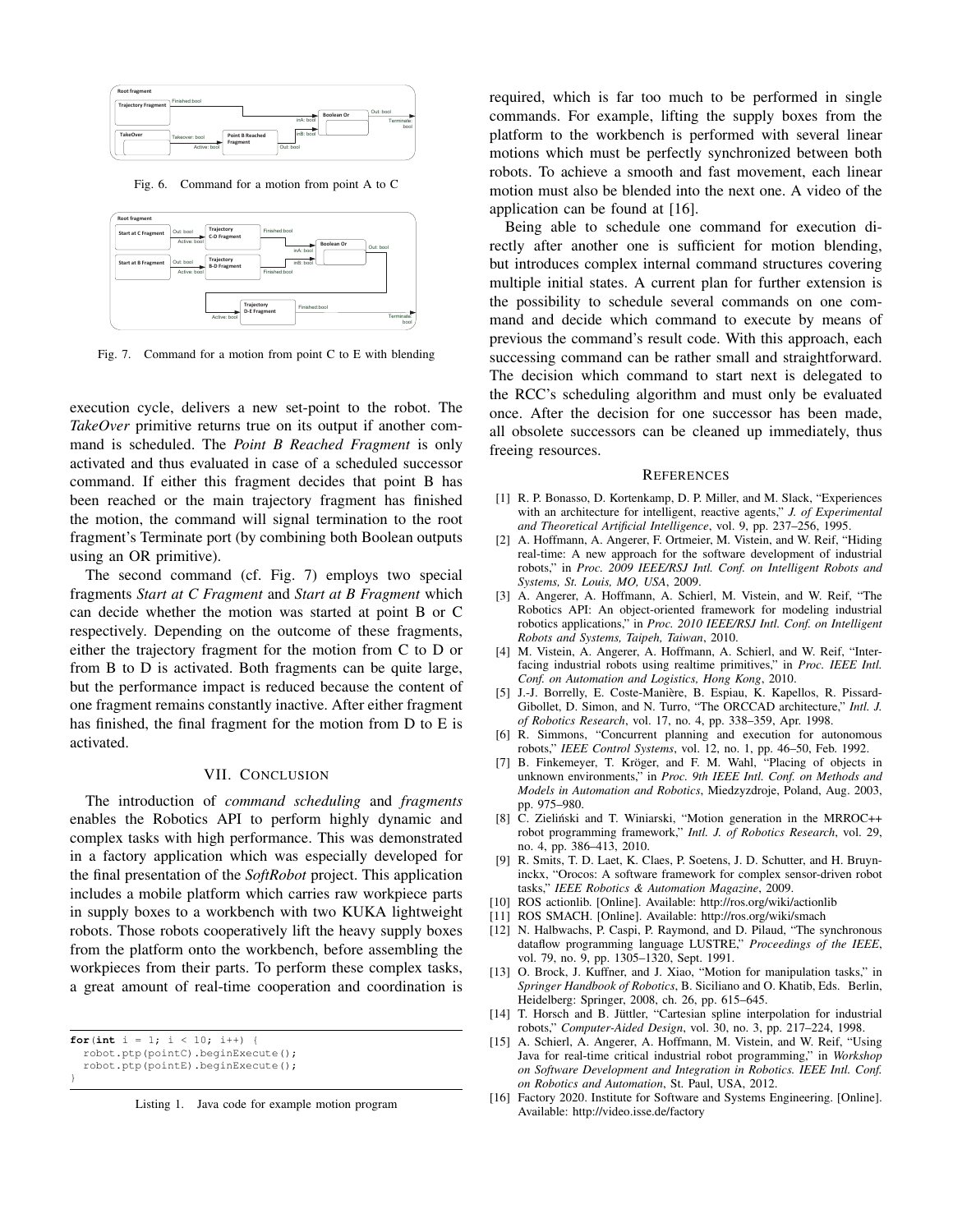Root fragment
Trajectory Fragment
Finished:bool
inA: bool
Boolean Or
Out: bool
Terminate: bool
inB: bool
TakeOver
Takeover: bool
Point B Reached Fragment
Active: bool
Out: bool

Fig. 6. Command for a motion from point A to C

Root fragment
Start at C Fragment
Out: bool
Active: bool
Trajectory C-D Fragment
Finished:bool
inA: bool
Boolean Or
Out: bool
Start at B Fragment
Out: bool
Active: bool
Trajectory B-D Fragment
inB: bool
Finished:bool
Trajectory D-E Fragment
Active: bool
Finished:bool
Terminate: bool

Fig. 7. Command for a motion from point C to E with blending

execution cycle, delivers a new set-point to the robot. The *TakeOver* primitive returns true on its output if another command is scheduled. The *Point B Reached Fragment* is only activated and thus evaluated in case of a scheduled successor command. If either this fragment decides that point B has been reached or the main trajectory fragment has finished the motion, the command will signal termination to the root fragment's Terminate port (by combining both Boolean outputs using an OR primitive).

The second command (cf. Fig. 7) employs two special fragments *Start at C Fragment* and *Start at B Fragment* which can decide whether the motion was started at point B or C respectively. Depending on the outcome of these fragments, either the trajectory fragment for the motion from C to D or from B to D is activated. Both fragments can be quite large, but the performance impact is reduced because the content of one fragment remains constantly inactive. After either fragment has finished, the final fragment for the motion from D to E is activated.

## VII. Conclusion

The introduction of *command scheduling* and *fragments* enables the Robotics API to perform highly dynamic and complex tasks with high performance. This was demonstrated in a factory application which was especially developed for the final presentation of the *SoftRobot* project. This application includes a mobile platform which carries raw workpiece parts in supply boxes to a workbench with two KUKA lightweight robots. Those robots cooperatively lift the heavy supply boxes from the platform onto the workbench, before assembling the workpieces from their parts. To perform these complex tasks, a great amount of real-time cooperation and coordination is

```
for(int i = 1; i < 10; i++) {
  robot.ptp(pointC).beginExecute();
  robot.ptp(pointE).beginExecute();
}
```

Listing 1. Java code for example motion program

required, which is far too much to be performed in single commands. For example, lifting the supply boxes from the platform to the workbench is performed with several linear motions which must be perfectly synchronized between both robots. To achieve a smooth and fast movement, each linear motion must also be blended into the next one. A video of the application can be found at [16].

Being able to schedule one command for execution directly after another one is sufficient for motion blending, but introduces complex internal command structures covering multiple initial states. A current plan for further extension is the possibility to schedule several commands on one command and decide which command to execute by means of previous the command's result code. With this approach, each successing command can be rather small and straightforward. The decision which command to start next is delegated to the RCC's scheduling algorithm and must only be evaluated once. After the decision for one successor has been made, all obsolete successors can be cleaned up immediately, thus freeing resources.

## References

[1] R. P. Bonasso, D. Kortenkamp, D. P. Miller, and M. Slack, "Experiences with an architecture for intelligent, reactive agents," *J. of Experimental and Theoretical Artificial Intelligence*, vol. 9, pp. 237–256, 1995.

[2] A. Hoffmann, A. Angerer, F. Ortmeier, M. Vistein, and W. Reif, "Hiding real-time: A new approach for the software development of industrial robots," in *Proc. 2009 IEEE/RSJ Intl. Conf. on Intelligent Robots and Systems, St. Louis, MO, USA*, 2009.

[3] A. Angerer, A. Hoffmann, A. Schierl, M. Vistein, and W. Reif, "The Robotics API: An object-oriented framework for modeling industrial robotics applications," in *Proc. 2010 IEEE/RSJ Intl. Conf. on Intelligent Robots and Systems, Taipeh, Taiwan*, 2010.

[4] M. Vistein, A. Angerer, A. Hoffmann, A. Schierl, and W. Reif, "Interfacing industrial robots using realtime primitives," in *Proc. IEEE Intl. Conf. on Automation and Logistics, Hong Kong*, 2010.

[5] J.-J. Borrelly, E. Coste-Manière, B. Espiau, K. Kapellos, R. Pissard-Gibollet, D. Simon, and N. Turro, "The ORCCAD architecture," *Intl. J. of Robotics Research*, vol. 17, no. 4, pp. 338–359, Apr. 1998.

[6] R. Simmons, "Concurrent planning and execution for autonomous robots," *IEEE Control Systems*, vol. 12, no. 1, pp. 46–50, Feb. 1992.

[7] B. Finkemeyer, T. Kröger, and F. M. Wahl, "Placing of objects in unknown environments," in *Proc. 9th IEEE Intl. Conf. on Methods and Models in Automation and Robotics*, Miedzyzdroje, Poland, Aug. 2003, pp. 975–980.

[8] C. Zieliński and T. Winiarski, "Motion generation in the MRROC++ robot programming framework," *Intl. J. of Robotics Research*, vol. 29, no. 4, pp. 386–413, 2010.

[9] R. Smits, T. D. Laet, K. Claes, P. Soetens, J. D. Schutter, and H. Bruyninckx, "Orocos: A software framework for complex sensor-driven robot tasks," *IEEE Robotics & Automation Magazine*, 2009.

[10] ROS actionlib. [Online]. Available: http://ros.org/wiki/actionlib

[11] ROS SMACH. [Online]. Available: http://ros.org/wiki/smach

[12] N. Halbwachs, P. Caspi, P. Raymond, and D. Pilaud, "The synchronous dataflow programming language LUSTRE," *Proceedings of the IEEE*, vol. 79, no. 9, pp. 1305–1320, Sept. 1991.

[13] O. Brock, J. Kuffner, and J. Xiao, "Motion for manipulation tasks," in *Springer Handbook of Robotics*, B. Siciliano and O. Khatib, Eds. Berlin, Heidelberg: Springer, 2008, ch. 26, pp. 615–645.

[14] T. Horsch and B. Jüttler, "Cartesian spline interpolation for industrial robots," *Computer-Aided Design*, vol. 30, no. 3, pp. 217–224, 1998.

[15] A. Schierl, A. Angerer, A. Hoffmann, M. Vistein, and W. Reif, "Using Java for real-time critical industrial robot programming," in *Workshop on Software Development and Integration in Robotics. IEEE Intl. Conf. on Robotics and Automation*, St. Paul, USA, 2012.

[16] Factory 2020. Institute for Software and Systems Engineering. [Online]. Available: http://video.isse.de/factory